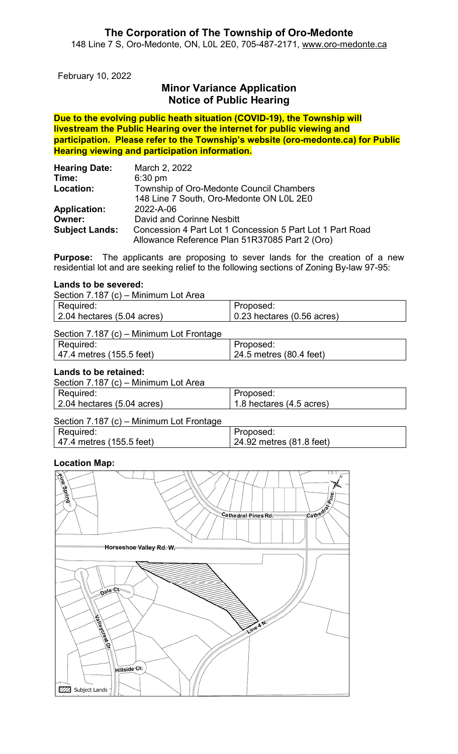# The Corporation of The Township of Oro-Medonte

148 Line 7 S, Oro-Medonte, ON, L0L 2E0, 705-487-2171, www.oro-medonte.ca

February 10, 2022

## Minor Variance Application
## Notice of Public Hearing

**Due to the evolving public heath situation (COVID-19), the Township will livestream the Public Hearing over the internet for public viewing and participation. Please refer to the Township's website (oro-medonte.ca) for Public Hearing viewing and participation information.**

| | |
|---|---|
| **Hearing Date:** | March 2, 2022 |
| **Time:** | 6:30 pm |
| **Location:** | Township of Oro-Medonte Council Chambers<br>148 Line 7 South, Oro-Medonte ON L0L 2E0 |
| **Application:** | 2022-A-06 |
| **Owner:** | David and Corinne Nesbitt |
| **Subject Lands:** | Concession 4 Part Lot 1 Concession 5 Part Lot 1 Part Road Allowance Reference Plan 51R37085 Part 2 (Oro) |

**Purpose:** The applicants are proposing to sever lands for the creation of a new residential lot and are seeking relief to the following sections of Zoning By-law 97-95:

### Lands to be severed:

Section 7.187 (c) – Minimum Lot Area

| Required: | Proposed: |
|---|---|
| 2.04 hectares (5.04 acres) | 0.23 hectares (0.56 acres) |

Section 7.187 (c) – Minimum Lot Frontage

| Required: | Proposed: |
|---|---|
| 47.4 metres (155.5 feet) | 24.5 metres (80.4 feet) |

### Lands to be retained:

Section 7.187 (c) – Minimum Lot Area

| Required: | Proposed: |
|---|---|
| 2.04 hectares (5.04 acres) | 1.8 hectares (4.5 acres) |

Section 7.187 (c) – Minimum Lot Frontage

| Required: | Proposed: |
|---|---|
| 47.4 metres (155.5 feet) | 24.92 metres (81.8 feet) |

### Location Map: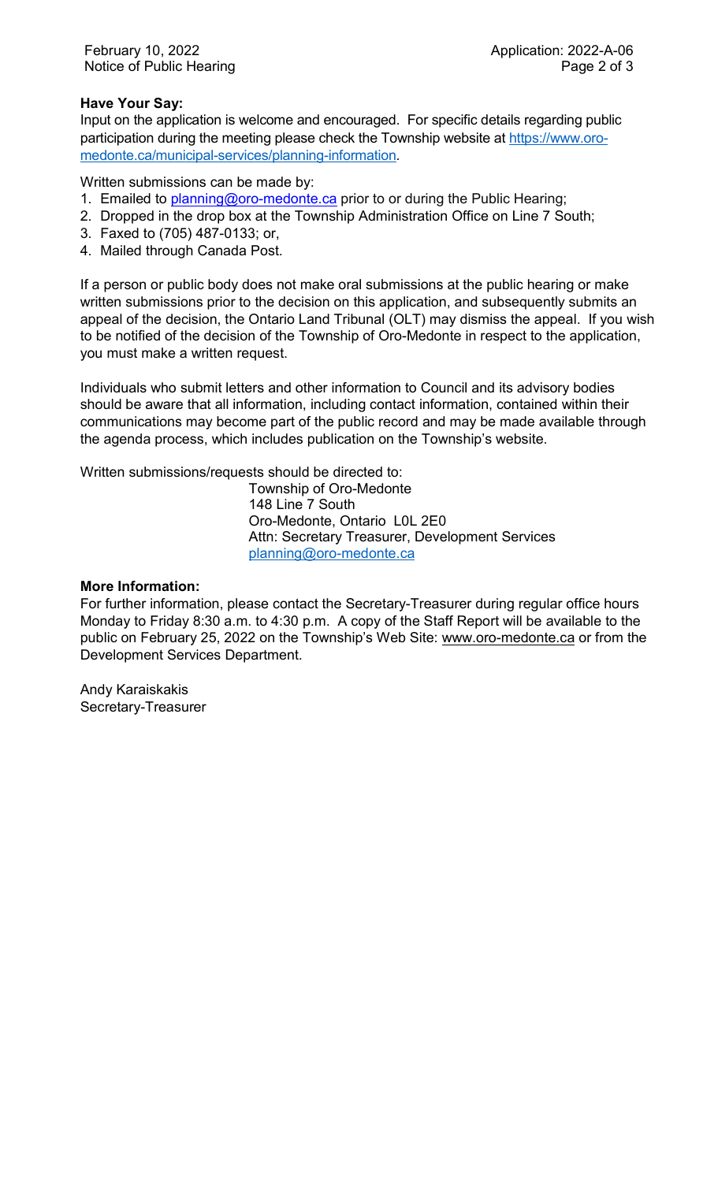**Have Your Say:**

Input on the application is welcome and encouraged. For specific details regarding public participation during the meeting please check the Township website at https://www.oro-medonte.ca/municipal-services/planning-information.

Written submissions can be made by:

1. Emailed to planning@oro-medonte.ca prior to or during the Public Hearing;
2. Dropped in the drop box at the Township Administration Office on Line 7 South;
3. Faxed to (705) 487-0133; or,
4. Mailed through Canada Post.

If a person or public body does not make oral submissions at the public hearing or make written submissions prior to the decision on this application, and subsequently submits an appeal of the decision, the Ontario Land Tribunal (OLT) may dismiss the appeal. If you wish to be notified of the decision of the Township of Oro-Medonte in respect to the application, you must make a written request.

Individuals who submit letters and other information to Council and its advisory bodies should be aware that all information, including contact information, contained within their communications may become part of the public record and may be made available through the agenda process, which includes publication on the Township's website.

Written submissions/requests should be directed to:

Township of Oro-Medonte
148 Line 7 South
Oro-Medonte, Ontario L0L 2E0
Attn: Secretary Treasurer, Development Services
planning@oro-medonte.ca

**More Information:**

For further information, please contact the Secretary-Treasurer during regular office hours Monday to Friday 8:30 a.m. to 4:30 p.m. A copy of the Staff Report will be available to the public on February 25, 2022 on the Township's Web Site: www.oro-medonte.ca or from the Development Services Department.

Andy Karaiskakis
Secretary-Treasurer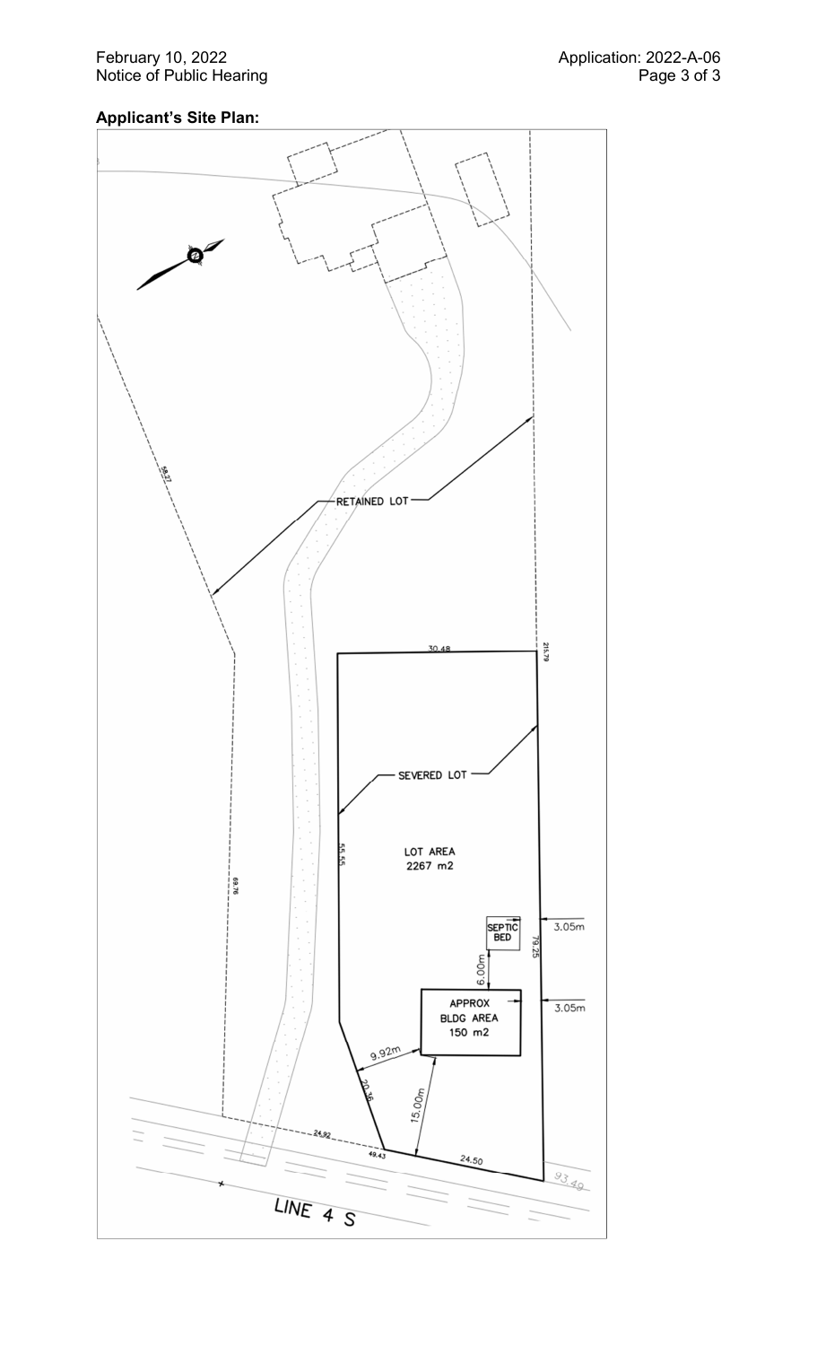**Applicant's Site Plan:**

RETAINED LOT

SEVERED LOT

LOT AREA
2267 m2

SEPTIC BED

APPROX BLDG AREA 150 m2

30.48

215.79

58.27

55.55

69.76

79.25

3.05m

3.05m

6.00m

9.92m

15.00m

20.36

24.92

49.43

24.50

93.49

LINE 4 S